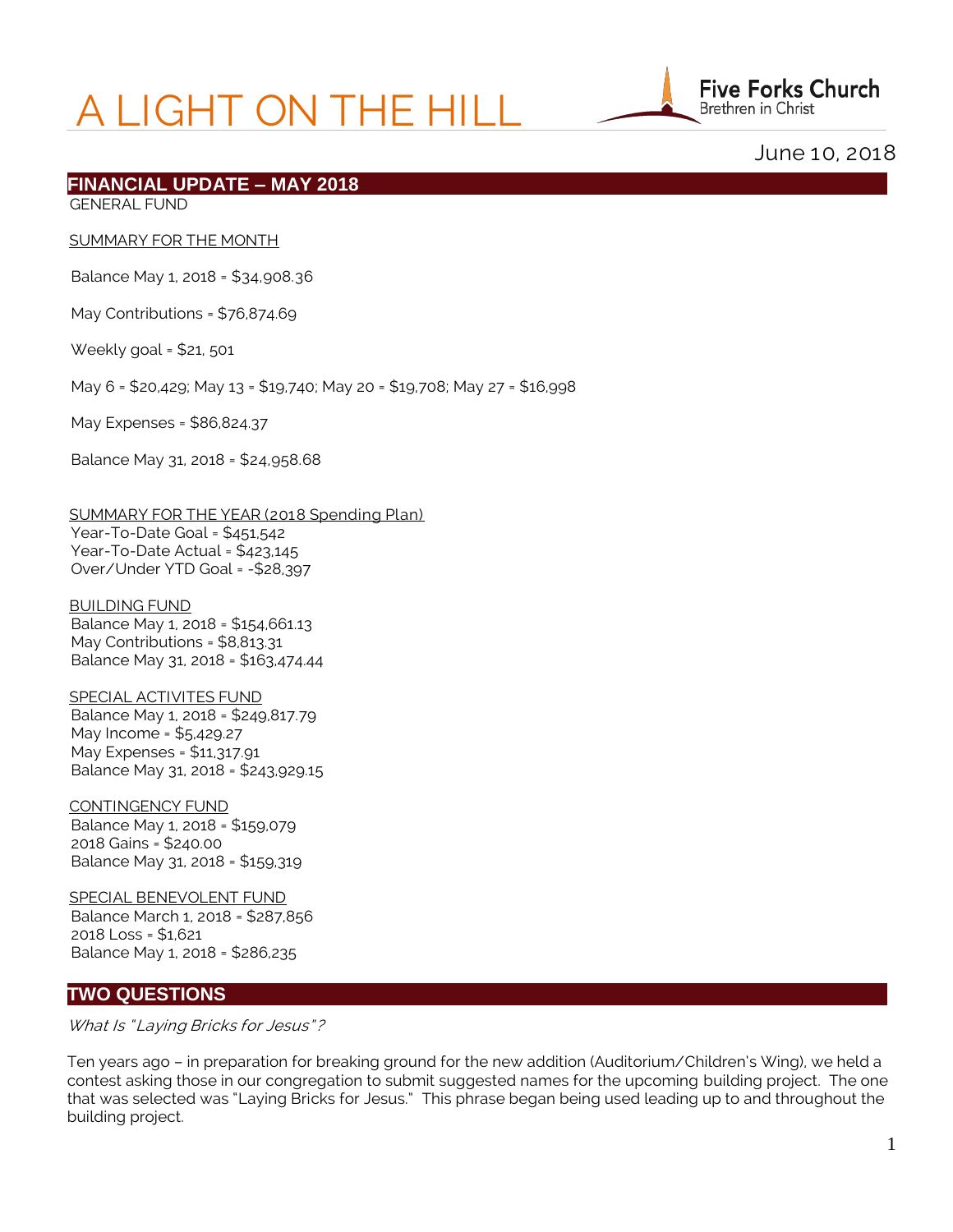# A LIGHT ON THE HILL

Five Forks Church
Brethren in Christ

June 10, 2018

## FINANCIAL UPDATE – MAY 2018

GENERAL FUND

SUMMARY FOR THE MONTH

Balance May 1, 2018 = $34,908.36

May Contributions = $76,874.69

Weekly goal = $21, 501

May 6 = $20,429; May 13 = $19,740; May 20 = $19,708; May 27 = $16,998

May Expenses = $86,824.37

Balance May 31, 2018 = $24,958.68

SUMMARY FOR THE YEAR (2018 Spending Plan)
Year-To-Date Goal = $451,542
Year-To-Date Actual = $423,145
Over/Under YTD Goal = -$28,397

BUILDING FUND
Balance May 1, 2018 = $154,661.13
May Contributions = $8,813.31
Balance May 31, 2018 = $163,474.44

SPECIAL ACTIVITES FUND
Balance May 1, 2018 = $249,817.79
May Income = $5,429.27
May Expenses = $11,317.91
Balance May 31, 2018 = $243,929.15

CONTINGENCY FUND
Balance May 1, 2018 = $159,079
2018 Gains = $240.00
Balance May 31, 2018 = $159,319

SPECIAL BENEVOLENT FUND
Balance March 1, 2018 = $287,856
2018 Loss = $1,621
Balance May 1, 2018 = $286,235

## TWO QUESTIONS

*What Is "Laying Bricks for Jesus"?*

Ten years ago – in preparation for breaking ground for the new addition (Auditorium/Children's Wing), we held a contest asking those in our congregation to submit suggested names for the upcoming building project. The one that was selected was "Laying Bricks for Jesus." This phrase began being used leading up to and throughout the building project.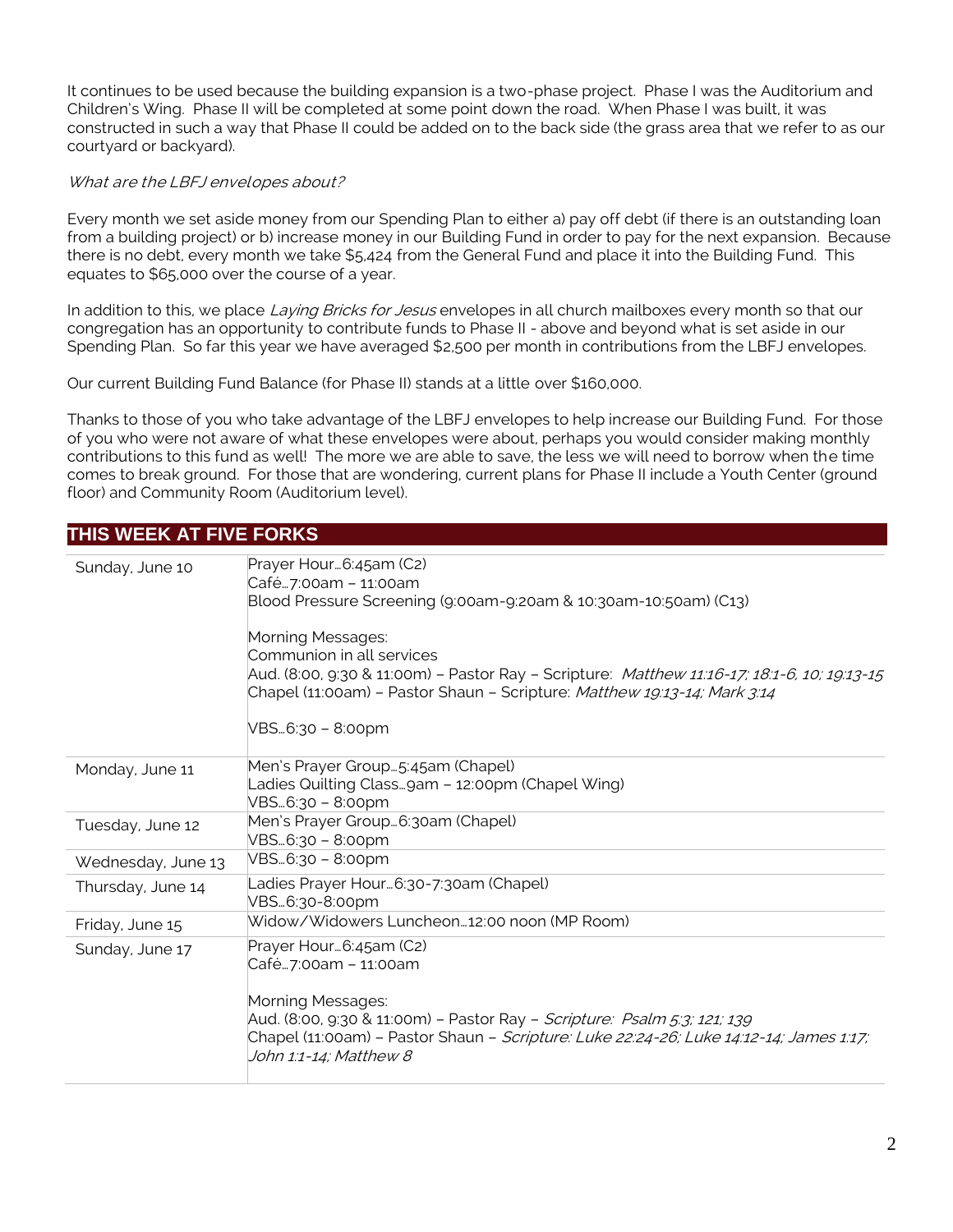It continues to be used because the building expansion is a two-phase project. Phase I was the Auditorium and Children's Wing. Phase II will be completed at some point down the road. When Phase I was built, it was constructed in such a way that Phase II could be added on to the back side (the grass area that we refer to as our courtyard or backyard).

*What are the LBFJ envelopes about?*

Every month we set aside money from our Spending Plan to either a) pay off debt (if there is an outstanding loan from a building project) or b) increase money in our Building Fund in order to pay for the next expansion. Because there is no debt, every month we take $5,424 from the General Fund and place it into the Building Fund. This equates to $65,000 over the course of a year.

In addition to this, we place *Laying Bricks for Jesus* envelopes in all church mailboxes every month so that our congregation has an opportunity to contribute funds to Phase II - above and beyond what is set aside in our Spending Plan. So far this year we have averaged $2,500 per month in contributions from the LBFJ envelopes.

Our current Building Fund Balance (for Phase II) stands at a little over $160,000.

Thanks to those of you who take advantage of the LBFJ envelopes to help increase our Building Fund. For those of you who were not aware of what these envelopes were about, perhaps you would consider making monthly contributions to this fund as well! The more we are able to save, the less we will need to borrow when the time comes to break ground. For those that are wondering, current plans for Phase II include a Youth Center (ground floor) and Community Room (Auditorium level).

## THIS WEEK AT FIVE FORKS

| | |
|---|---|
| Sunday, June 10 | Prayer Hour…6:45am (C2)<br>Café…7:00am – 11:00am<br>Blood Pressure Screening (9:00am-9:20am & 10:30am-10:50am) (C13)<br><br>Morning Messages:<br>Communion in all services<br>Aud. (8:00, 9:30 & 11:00m) – Pastor Ray – Scripture: *Matthew 11:16-17; 18:1-6, 10; 19:13-15*<br>Chapel (11:00am) – Pastor Shaun – Scripture: *Matthew 19:13-14; Mark 3:14*<br><br>VBS…6:30 – 8:00pm |
| Monday, June 11 | Men's Prayer Group…5:45am (Chapel)<br>Ladies Quilting Class…9am – 12:00pm (Chapel Wing)<br>VBS…6:30 – 8:00pm |
| Tuesday, June 12 | Men's Prayer Group…6:30am (Chapel)<br>VBS…6:30 – 8:00pm |
| Wednesday, June 13 | VBS…6:30 – 8:00pm |
| Thursday, June 14 | Ladies Prayer Hour…6:30-7:30am (Chapel)<br>VBS…6:30-8:00pm |
| Friday, June 15 | Widow/Widowers Luncheon…12:00 noon (MP Room) |
| Sunday, June 17 | Prayer Hour…6:45am (C2)<br>Café…7:00am – 11:00am<br><br>Morning Messages:<br>Aud. (8:00, 9:30 & 11:00m) – Pastor Ray – *Scripture: Psalm 5:3; 121; 139*<br>Chapel (11:00am) – Pastor Shaun – *Scripture: Luke 22:24-26; Luke 14:12-14; James 1:17; John 1:1-14; Matthew 8* |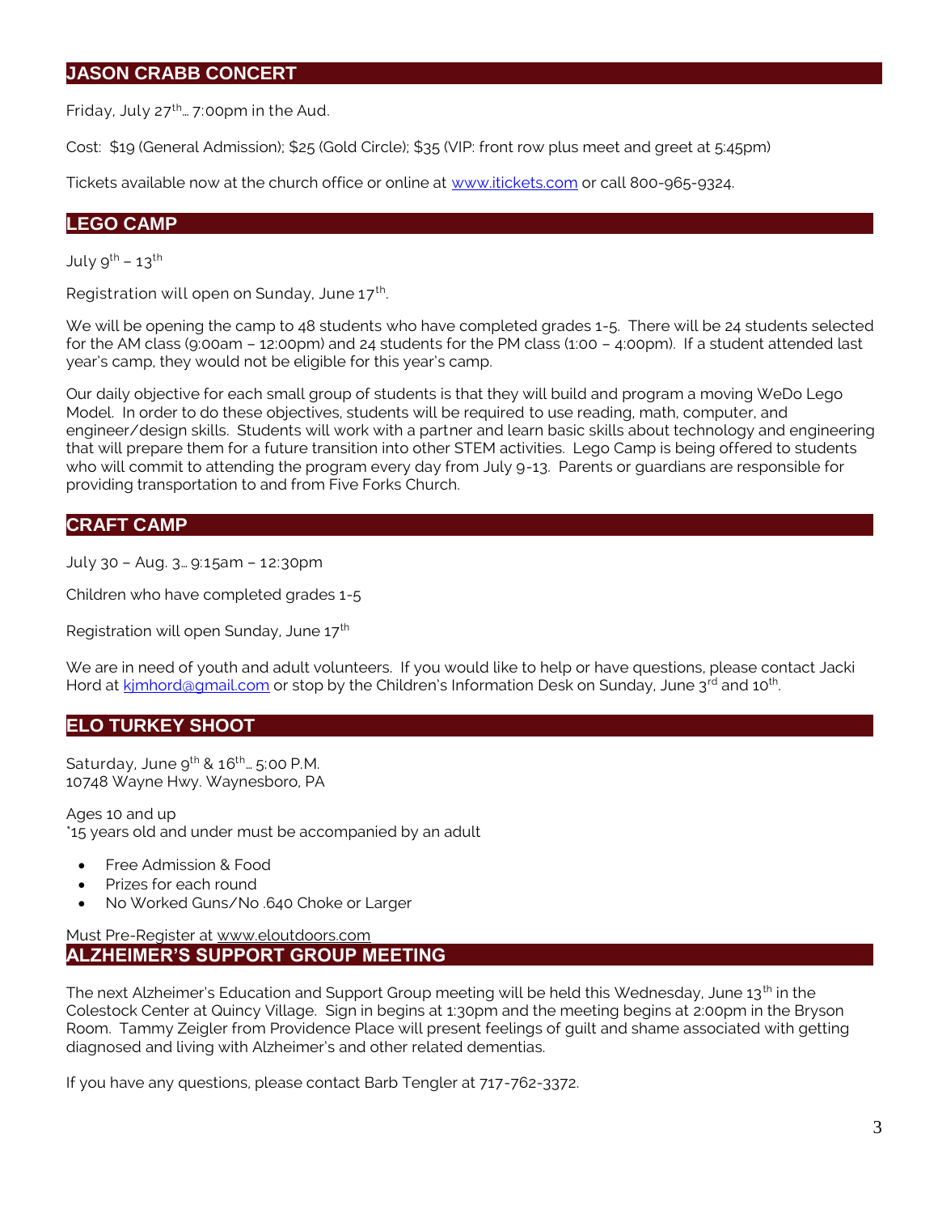## JASON CRABB CONCERT

Friday, July 27th… 7:00pm in the Aud.

Cost: $19 (General Admission); $25 (Gold Circle); $35 (VIP: front row plus meet and greet at 5:45pm)

Tickets available now at the church office or online at www.itickets.com or call 800-965-9324.

## LEGO CAMP

July 9th – 13th

Registration will open on Sunday, June 17th.

We will be opening the camp to 48 students who have completed grades 1-5. There will be 24 students selected for the AM class (9:00am – 12:00pm) and 24 students for the PM class (1:00 – 4:00pm). If a student attended last year's camp, they would not be eligible for this year's camp.

Our daily objective for each small group of students is that they will build and program a moving WeDo Lego Model. In order to do these objectives, students will be required to use reading, math, computer, and engineer/design skills. Students will work with a partner and learn basic skills about technology and engineering that will prepare them for a future transition into other STEM activities. Lego Camp is being offered to students who will commit to attending the program every day from July 9-13. Parents or guardians are responsible for providing transportation to and from Five Forks Church.

## CRAFT CAMP

July 30 – Aug. 3… 9:15am – 12:30pm

Children who have completed grades 1-5

Registration will open Sunday, June 17th

We are in need of youth and adult volunteers. If you would like to help or have questions, please contact Jacki Hord at kjmhord@gmail.com or stop by the Children's Information Desk on Sunday, June 3rd and 10th.

## ELO TURKEY SHOOT

Saturday, June 9th & 16th… 5:00 P.M.
10748 Wayne Hwy. Waynesboro, PA

Ages 10 and up
*15 years old and under must be accompanied by an adult

- Free Admission & Food
- Prizes for each round
- No Worked Guns/No .640 Choke or Larger

Must Pre-Register at www.eloutdoors.com

## ALZHEIMER'S SUPPORT GROUP MEETING

The next Alzheimer's Education and Support Group meeting will be held this Wednesday, June 13th in the Colestock Center at Quincy Village. Sign in begins at 1:30pm and the meeting begins at 2:00pm in the Bryson Room. Tammy Zeigler from Providence Place will present feelings of guilt and shame associated with getting diagnosed and living with Alzheimer's and other related dementias.

If you have any questions, please contact Barb Tengler at 717-762-3372.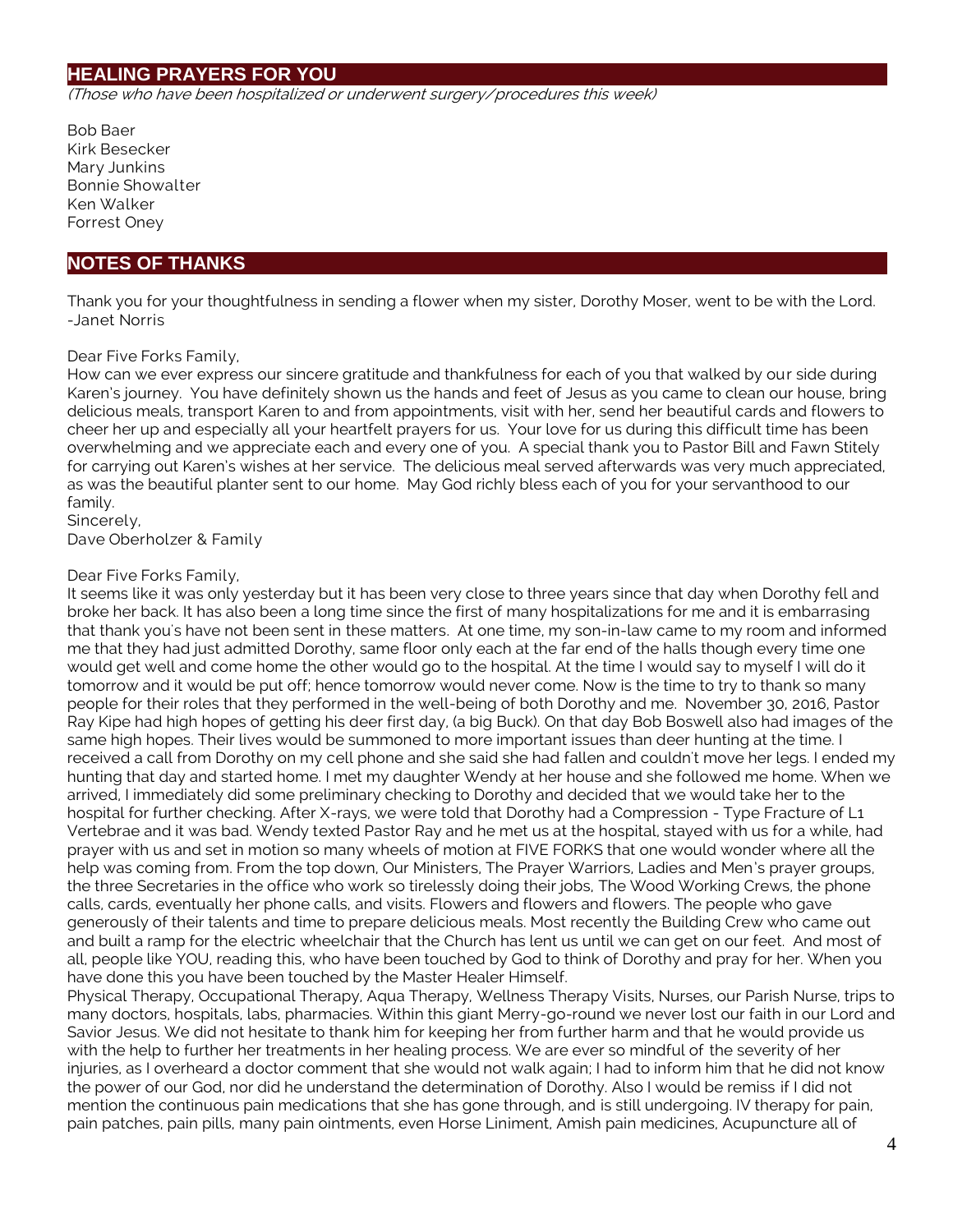## HEALING PRAYERS FOR YOU

*(Those who have been hospitalized or underwent surgery/procedures this week)*

Bob Baer
Kirk Besecker
Mary Junkins
Bonnie Showalter
Ken Walker
Forrest Oney

## NOTES OF THANKS

Thank you for your thoughtfulness in sending a flower when my sister, Dorothy Moser, went to be with the Lord.
-Janet Norris

Dear Five Forks Family,
How can we ever express our sincere gratitude and thankfulness for each of you that walked by our side during Karen's journey. You have definitely shown us the hands and feet of Jesus as you came to clean our house, bring delicious meals, transport Karen to and from appointments, visit with her, send her beautiful cards and flowers to cheer her up and especially all your heartfelt prayers for us. Your love for us during this difficult time has been overwhelming and we appreciate each and every one of you. A special thank you to Pastor Bill and Fawn Stitely for carrying out Karen's wishes at her service. The delicious meal served afterwards was very much appreciated, as was the beautiful planter sent to our home. May God richly bless each of you for your servanthood to our family.
Sincerely,
Dave Oberholzer & Family

Dear Five Forks Family,
It seems like it was only yesterday but it has been very close to three years since that day when Dorothy fell and broke her back. It has also been a long time since the first of many hospitalizations for me and it is embarrasing that thank you's have not been sent in these matters. At one time, my son-in-law came to my room and informed me that they had just admitted Dorothy, same floor only each at the far end of the halls though every time one would get well and come home the other would go to the hospital. At the time I would say to myself I will do it tomorrow and it would be put off; hence tomorrow would never come. Now is the time to try to thank so many people for their roles that they performed in the well-being of both Dorothy and me. November 30, 2016, Pastor Ray Kipe had high hopes of getting his deer first day, (a big Buck). On that day Bob Boswell also had images of the same high hopes. Their lives would be summoned to more important issues than deer hunting at the time. I received a call from Dorothy on my cell phone and she said she had fallen and couldn't move her legs. I ended my hunting that day and started home. I met my daughter Wendy at her house and she followed me home. When we arrived, I immediately did some preliminary checking to Dorothy and decided that we would take her to the hospital for further checking. After X-rays, we were told that Dorothy had a Compression - Type Fracture of L1 Vertebrae and it was bad. Wendy texted Pastor Ray and he met us at the hospital, stayed with us for a while, had prayer with us and set in motion so many wheels of motion at FIVE FORKS that one would wonder where all the help was coming from. From the top down, Our Ministers, The Prayer Warriors, Ladies and Men's prayer groups, the three Secretaries in the office who work so tirelessly doing their jobs, The Wood Working Crews, the phone calls, cards, eventually her phone calls, and visits. Flowers and flowers and flowers. The people who gave generously of their talents and time to prepare delicious meals. Most recently the Building Crew who came out and built a ramp for the electric wheelchair that the Church has lent us until we can get on our feet. And most of all, people like YOU, reading this, who have been touched by God to think of Dorothy and pray for her. When you have done this you have been touched by the Master Healer Himself.
Physical Therapy, Occupational Therapy, Aqua Therapy, Wellness Therapy Visits, Nurses, our Parish Nurse, trips to many doctors, hospitals, labs, pharmacies. Within this giant Merry-go-round we never lost our faith in our Lord and Savior Jesus. We did not hesitate to thank him for keeping her from further harm and that he would provide us with the help to further her treatments in her healing process. We are ever so mindful of the severity of her injuries, as I overheard a doctor comment that she would not walk again; I had to inform him that he did not know the power of our God, nor did he understand the determination of Dorothy. Also I would be remiss if I did not mention the continuous pain medications that she has gone through, and is still undergoing. IV therapy for pain, pain patches, pain pills, many pain ointments, even Horse Liniment, Amish pain medicines, Acupuncture all of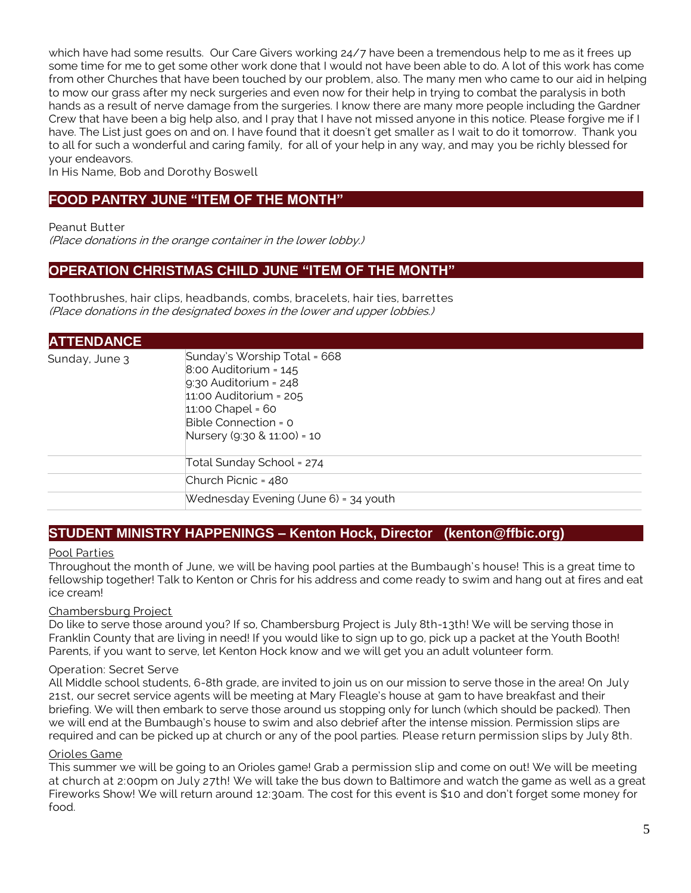which have had some results. Our Care Givers working 24/7 have been a tremendous help to me as it frees up some time for me to get some other work done that I would not have been able to do. A lot of this work has come from other Churches that have been touched by our problem, also. The many men who came to our aid in helping to mow our grass after my neck surgeries and even now for their help in trying to combat the paralysis in both hands as a result of nerve damage from the surgeries. I know there are many more people including the Gardner Crew that have been a big help also, and I pray that I have not missed anyone in this notice. Please forgive me if I have. The List just goes on and on. I have found that it doesn't get smaller as I wait to do it tomorrow. Thank you to all for such a wonderful and caring family, for all of your help in any way, and may you be richly blessed for your endeavors.

In His Name, Bob and Dorothy Boswell

## FOOD PANTRY JUNE "ITEM OF THE MONTH"

Peanut Butter

*(Place donations in the orange container in the lower lobby.)*

## OPERATION CHRISTMAS CHILD JUNE "ITEM OF THE MONTH"

Toothbrushes, hair clips, headbands, combs, bracelets, hair ties, barrettes

*(Place donations in the designated boxes in the lower and upper lobbies.)*

## ATTENDANCE

| | |
|---|---|
| Sunday, June 3 | Sunday's Worship Total = 668<br>8:00 Auditorium = 145<br>9:30 Auditorium = 248<br>11:00 Auditorium = 205<br>11:00 Chapel = 60<br>Bible Connection = 0<br>Nursery (9:30 & 11:00) = 10 |
| | Total Sunday School = 274 |
| | Church Picnic = 480 |
| | Wednesday Evening (June 6) = 34 youth |

## STUDENT MINISTRY HAPPENINGS – Kenton Hock, Director (kenton@ffbic.org)

Pool Parties

Throughout the month of June, we will be having pool parties at the Bumbaugh's house! This is a great time to fellowship together! Talk to Kenton or Chris for his address and come ready to swim and hang out at fires and eat ice cream!

Chambersburg Project

Do like to serve those around you? If so, Chambersburg Project is July 8th-13th! We will be serving those in Franklin County that are living in need! If you would like to sign up to go, pick up a packet at the Youth Booth! Parents, if you want to serve, let Kenton Hock know and we will get you an adult volunteer form.

Operation: Secret Serve

All Middle school students, 6-8th grade, are invited to join us on our mission to serve those in the area! On July 21st, our secret service agents will be meeting at Mary Fleagle's house at 9am to have breakfast and their briefing. We will then embark to serve those around us stopping only for lunch (which should be packed). Then we will end at the Bumbaugh's house to swim and also debrief after the intense mission. Permission slips are required and can be picked up at church or any of the pool parties. Please return permission slips by July 8th.

Orioles Game

This summer we will be going to an Orioles game! Grab a permission slip and come on out! We will be meeting at church at 2:00pm on July 27th! We will take the bus down to Baltimore and watch the game as well as a great Fireworks Show! We will return around 12:30am. The cost for this event is $10 and don't forget some money for food.